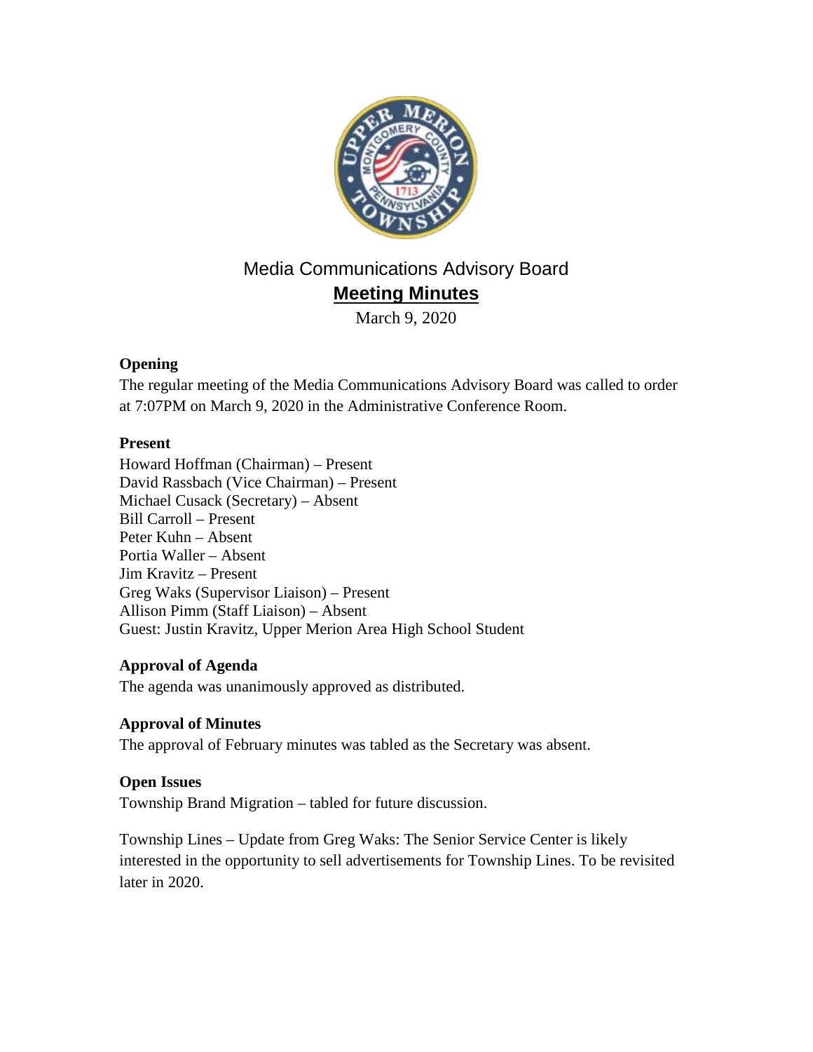# Media Communications Advisory Board

## Meeting Minutes

March 9, 2020

**Opening**

The regular meeting of the Media Communications Advisory Board was called to order at 7:07PM on March 9, 2020 in the Administrative Conference Room.

**Present**

Howard Hoffman (Chairman) – Present
David Rassbach (Vice Chairman) – Present
Michael Cusack (Secretary) – Absent
Bill Carroll – Present
Peter Kuhn – Absent
Portia Waller – Absent
Jim Kravitz – Present
Greg Waks (Supervisor Liaison) – Present
Allison Pimm (Staff Liaison) – Absent
Guest: Justin Kravitz, Upper Merion Area High School Student

**Approval of Agenda**

The agenda was unanimously approved as distributed.

**Approval of Minutes**

The approval of February minutes was tabled as the Secretary was absent.

**Open Issues**

Township Brand Migration – tabled for future discussion.

Township Lines – Update from Greg Waks: The Senior Service Center is likely interested in the opportunity to sell advertisements for Township Lines. To be revisited later in 2020.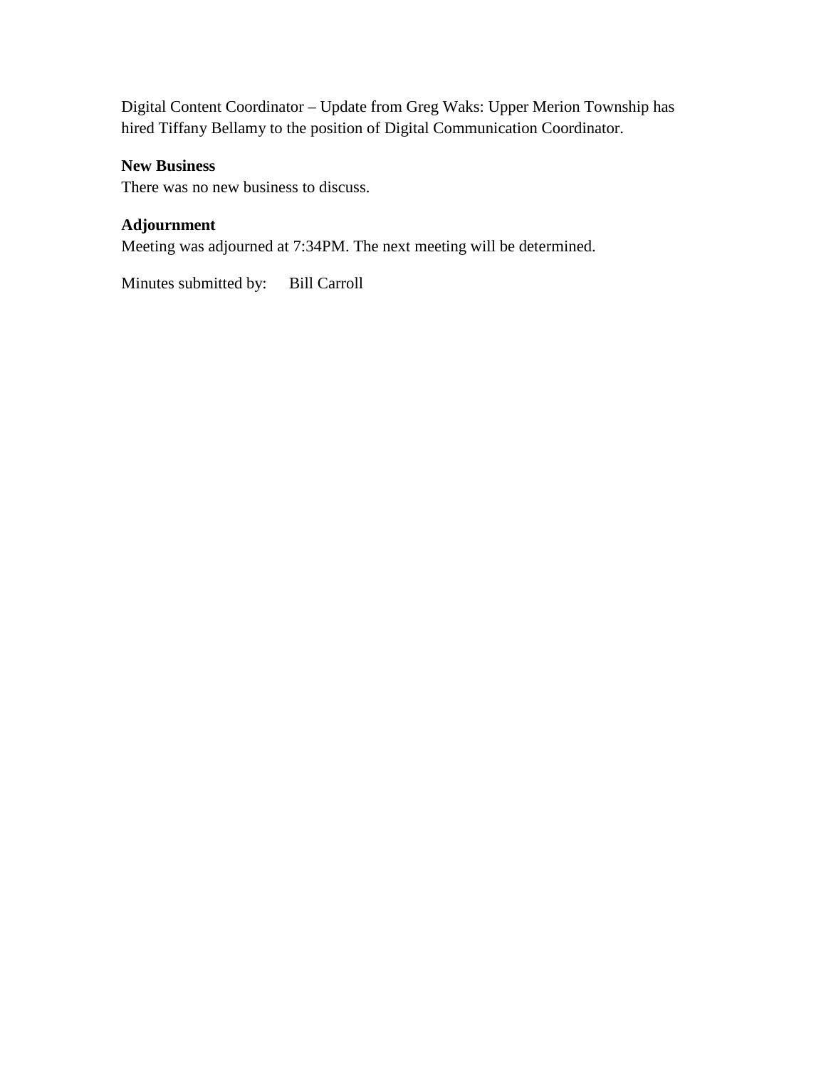Digital Content Coordinator – Update from Greg Waks: Upper Merion Township has hired Tiffany Bellamy to the position of Digital Communication Coordinator.

**New Business**

There was no new business to discuss.

**Adjournment**

Meeting was adjourned at 7:34PM. The next meeting will be determined.

Minutes submitted by: Bill Carroll